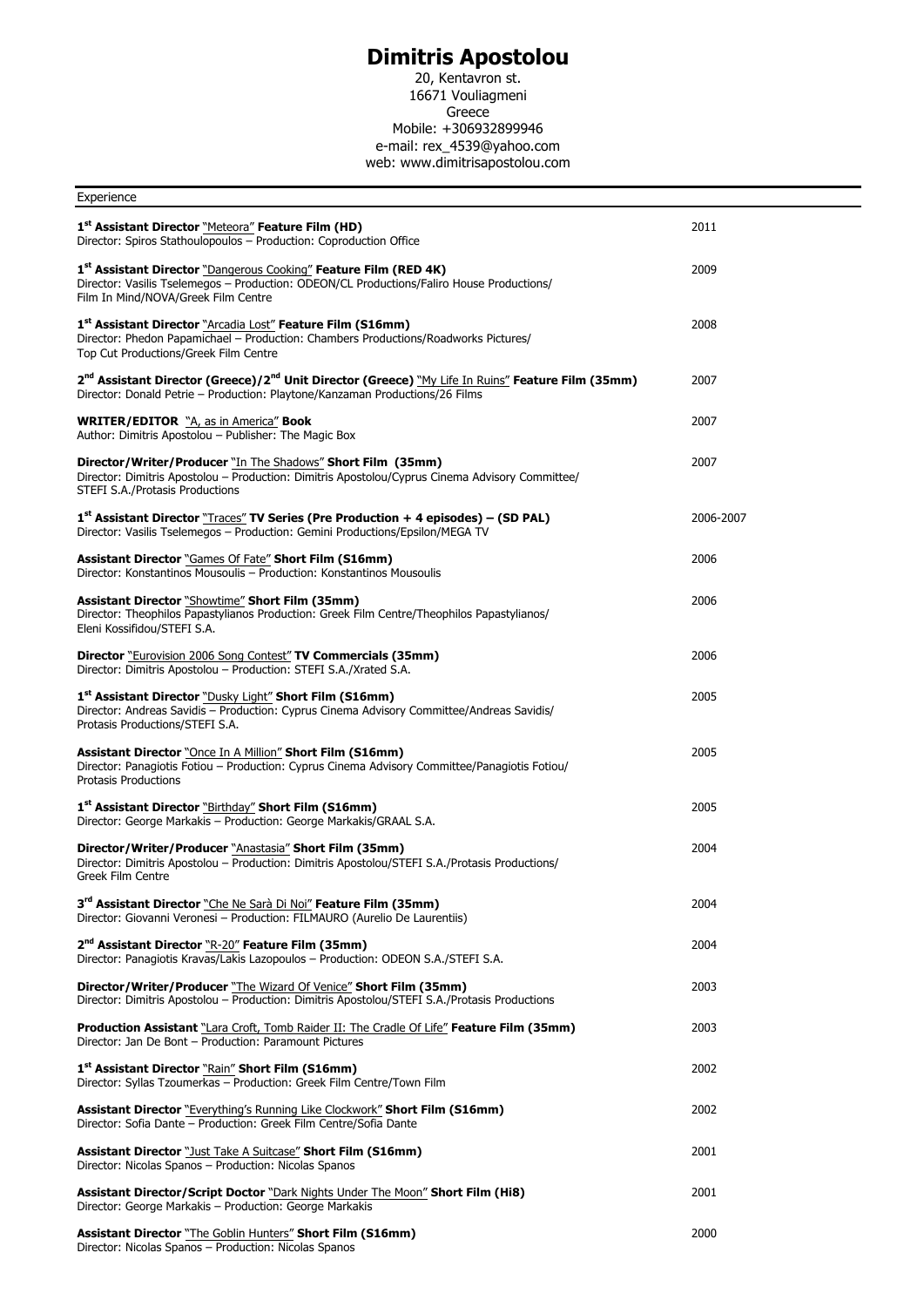# Dimitris Apostolou

20, Kentavron st.
16671 Vouliagmeni
Greece
Mobile: +306932899946
e-mail: rex_4539@yahoo.com
web: www.dimitrisapostolou.com

## Experience

**1st Assistant Director** "Meteora" **Feature Film (HD)** — 2011
Director: Spiros Stathoulopoulos – Production: Coproduction Office

**1st Assistant Director** "Dangerous Cooking" **Feature Film (RED 4K)** — 2009
Director: Vasilis Tselemegos – Production: ODEON/CL Productions/Faliro House Productions/Film In Mind/NOVA/Greek Film Centre

**1st Assistant Director** "Arcadia Lost" **Feature Film (S16mm)** — 2008
Director: Phedon Papamichael – Production: Chambers Productions/Roadworks Pictures/Top Cut Productions/Greek Film Centre

**2nd Assistant Director (Greece)/2nd Unit Director (Greece)** "My Life In Ruins" **Feature Film (35mm)** — 2007
Director: Donald Petrie – Production: Playtone/Kanzaman Productions/26 Films

**WRITER/EDITOR** "A, as in America" **Book** — 2007
Author: Dimitris Apostolou – Publisher: The Magic Box

**Director/Writer/Producer** "In The Shadows" **Short Film (35mm)** — 2007
Director: Dimitris Apostolou – Production: Dimitris Apostolou/Cyprus Cinema Advisory Committee/STEFI S.A./Protasis Productions

**1st Assistant Director** "Traces" **TV Series (Pre Production + 4 episodes) – (SD PAL)** — 2006-2007
Director: Vasilis Tselemegos – Production: Gemini Productions/Epsilon/MEGA TV

**Assistant Director** "Games Of Fate" **Short Film (S16mm)** — 2006
Director: Konstantinos Mousoulis – Production: Konstantinos Mousoulis

**Assistant Director** "Showtime" **Short Film (35mm)** — 2006
Director: Theophilos Papastylianos Production: Greek Film Centre/Theophilos Papastylianos/Eleni Kossifidou/STEFI S.A.

**Director** "Eurovision 2006 Song Contest" **TV Commercials (35mm)** — 2006
Director: Dimitris Apostolou – Production: STEFI S.A./Xrated S.A.

**1st Assistant Director** "Dusky Light" **Short Film (S16mm)** — 2005
Director: Andreas Savidis – Production: Cyprus Cinema Advisory Committee/Andreas Savidis/Protasis Productions/STEFI S.A.

**Assistant Director** "Once In A Million" **Short Film (S16mm)** — 2005
Director: Panagiotis Fotiou – Production: Cyprus Cinema Advisory Committee/Panagiotis Fotiou/Protasis Productions

**1st Assistant Director** "Birthday" **Short Film (S16mm)** — 2005
Director: George Markakis – Production: George Markakis/GRAAL S.A.

**Director/Writer/Producer** "Anastasia" **Short Film (35mm)** — 2004
Director: Dimitris Apostolou – Production: Dimitris Apostolou/STEFI S.A./Protasis Productions/Greek Film Centre

**3rd Assistant Director** "Che Ne Sarà Di Noi" **Feature Film (35mm)** — 2004
Director: Giovanni Veronesi – Production: FILMAURO (Aurelio De Laurentiis)

**2nd Assistant Director** "R-20" **Feature Film (35mm)** — 2004
Director: Panagiotis Kravas/Lakis Lazopoulos – Production: ODEON S.A./STEFI S.A.

**Director/Writer/Producer** "The Wizard Of Venice" **Short Film (35mm)** — 2003
Director: Dimitris Apostolou – Production: Dimitris Apostolou/STEFI S.A./Protasis Productions

**Production Assistant** "Lara Croft, Tomb Raider II: The Cradle Of Life" **Feature Film (35mm)** — 2003
Director: Jan De Bont – Production: Paramount Pictures

**1st Assistant Director** "Rain" **Short Film (S16mm)** — 2002
Director: Syllas Tzoumerkas – Production: Greek Film Centre/Town Film

**Assistant Director** "Everything's Running Like Clockwork" **Short Film (S16mm)** — 2002
Director: Sofia Dante – Production: Greek Film Centre/Sofia Dante

**Assistant Director** "Just Take A Suitcase" **Short Film (S16mm)** — 2001
Director: Nicolas Spanos – Production: Nicolas Spanos

**Assistant Director/Script Doctor** "Dark Nights Under The Moon" **Short Film (Hi8)** — 2001
Director: George Markakis – Production: George Markakis

**Assistant Director** "The Goblin Hunters" **Short Film (S16mm)** — 2000
Director: Nicolas Spanos – Production: Nicolas Spanos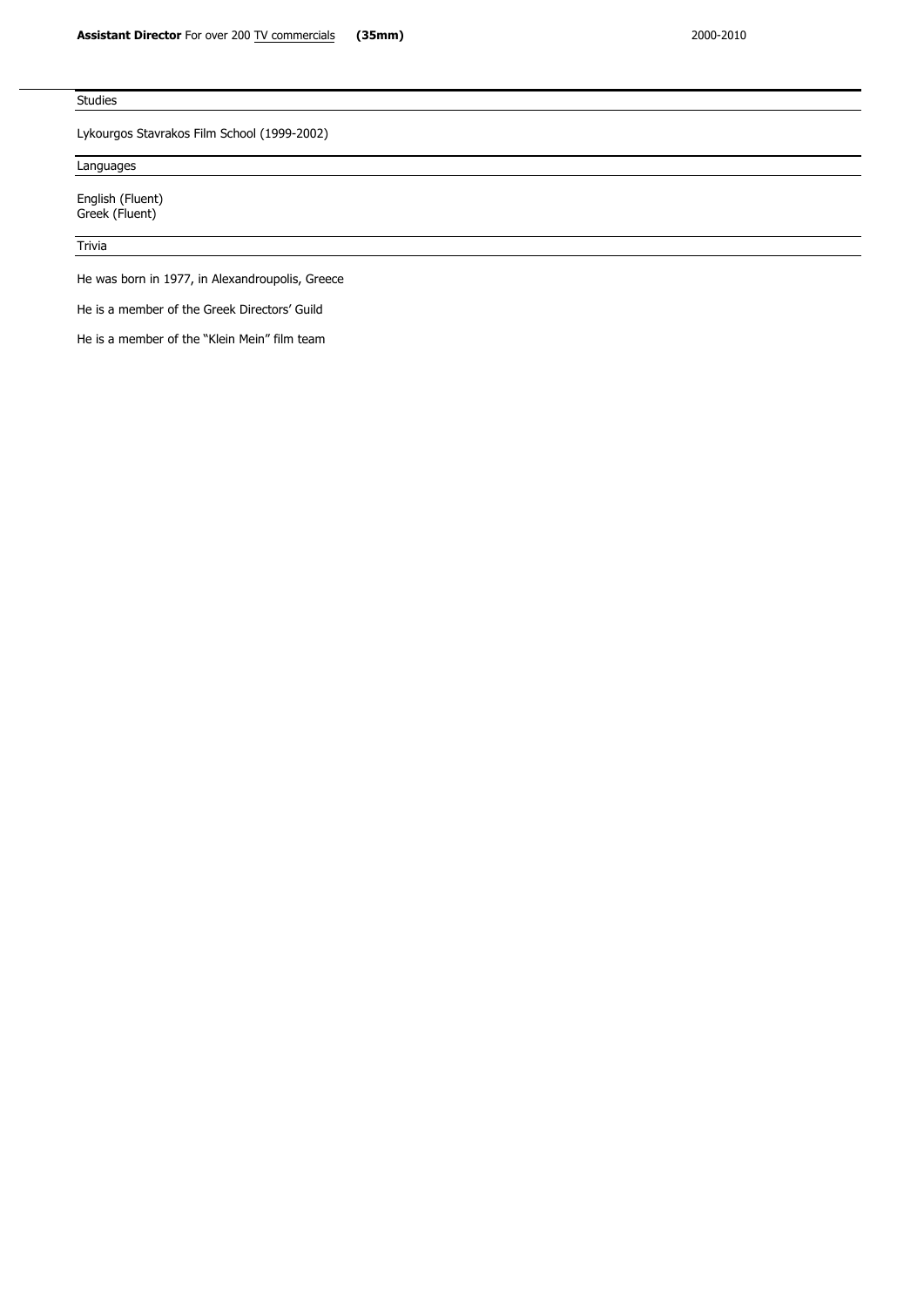**Assistant Director** For over 200 TV commercials **(35mm)** 2000-2010

## Studies

Lykourgos Stavrakos Film School (1999-2002)

## Languages

English (Fluent)
Greek (Fluent)

## Trivia

He was born in 1977, in Alexandroupolis, Greece

He is a member of the Greek Directors' Guild

He is a member of the "Klein Mein" film team